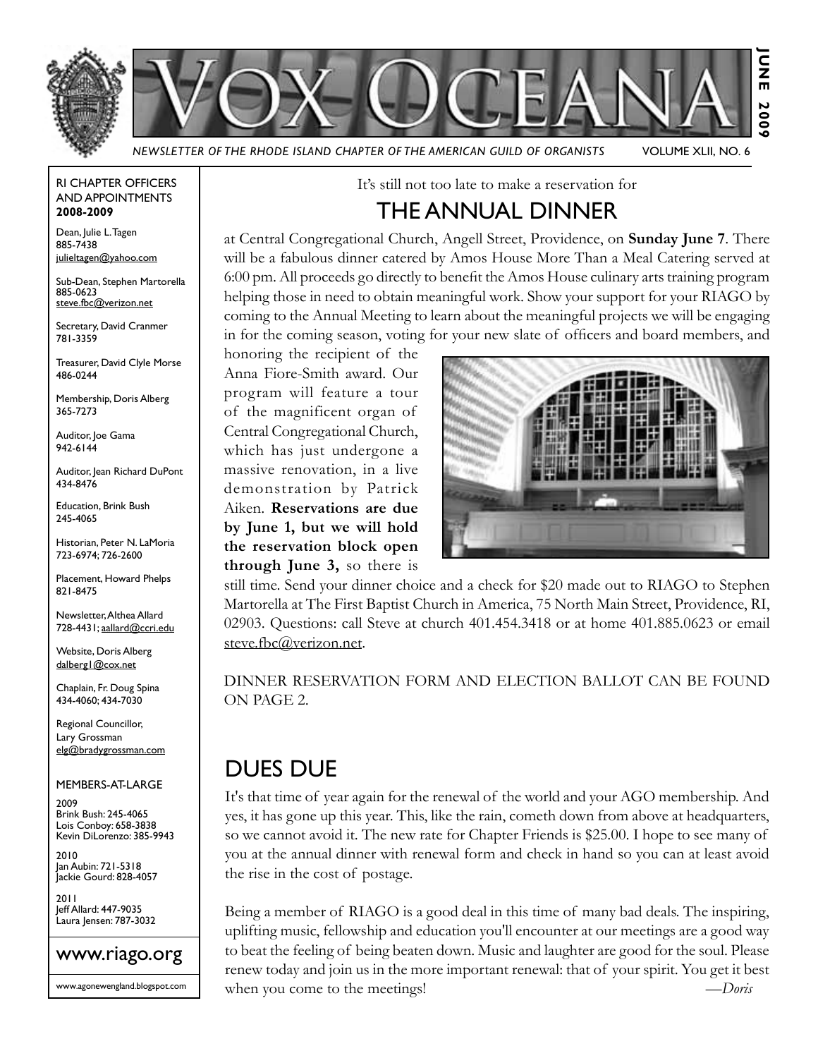# VOX OCEANA

*NEWSLETTER OF THE RHODE ISLAND CHAPTER OF THE AMERICAN GUILD OF ORGANISTS* VOLUME XLII, NO. 6

JUNE 2009

RI CHAPTER OFFICERS AND APPOINTMENTS **2008-2009**

Dean, Julie L. Tagen
885-7438
julieltagen@yahoo.com

Sub-Dean, Stephen Martorella
885-0623
steve.fbc@verizon.net

Secretary, David Cranmer
781-3359

Treasurer, David Clyle Morse
486-0244

Membership, Doris Alberg
365-7273

Auditor, Joe Gama
942-6144

Auditor, Jean Richard DuPont
434-8476

Education, Brink Bush
245-4065

Historian, Peter N. LaMoria
723-6974; 726-2600

Placement, Howard Phelps
821-8475

Newsletter, Althea Allard
728-4431; aallard@ccri.edu

Website, Doris Alberg
dalberg1@cox.net

Chaplain, Fr. Doug Spina
434-4060; 434-7030

Regional Councillor, Lary Grossman
elg@bradygrossman.com

MEMBERS-AT-LARGE

2009
Brink Bush: 245-4065
Lois Conboy: 658-3838
Kevin DiLorenzo: 385-9943

2010
Jan Aubin: 721-5318
Jackie Gourd: 828-4057

2011
Jeff Allard: 447-9035
Laura Jensen: 787-3032

www.riago.org

www.agonewengland.blogspot.com

It's still not too late to make a reservation for

## THE ANNUAL DINNER

at Central Congregational Church, Angell Street, Providence, on **Sunday June 7**. There will be a fabulous dinner catered by Amos House More Than a Meal Catering served at 6:00 pm. All proceeds go directly to benefit the Amos House culinary arts training program helping those in need to obtain meaningful work. Show your support for your RIAGO by coming to the Annual Meeting to learn about the meaningful projects we will be engaging in for the coming season, voting for your new slate of officers and board members, and honoring the recipient of the Anna Fiore-Smith award. Our program will feature a tour of the magnificent organ of Central Congregational Church, which has just undergone a massive renovation, in a live demonstration by Patrick Aiken. **Reservations are due by June 1, but we will hold the reservation block open through June 3,** so there is still time. Send your dinner choice and a check for $20 made out to RIAGO to Stephen Martorella at The First Baptist Church in America, 75 North Main Street, Providence, RI, 02903. Questions: call Steve at church 401.454.3418 or at home 401.885.0623 or email steve.fbc@verizon.net.

DINNER RESERVATION FORM AND ELECTION BALLOT CAN BE FOUND ON PAGE 2.

## DUES DUE

It's that time of year again for the renewal of the world and your AGO membership. And yes, it has gone up this year. This, like the rain, cometh down from above at headquarters, so we cannot avoid it. The new rate for Chapter Friends is $25.00. I hope to see many of you at the annual dinner with renewal form and check in hand so you can at least avoid the rise in the cost of postage.

Being a member of RIAGO is a good deal in this time of many bad deals. The inspiring, uplifting music, fellowship and education you'll encounter at our meetings are a good way to beat the feeling of being beaten down. Music and laughter are good for the soul. Please renew today and join us in the more important renewal: that of your spirit. You get it best when you come to the meetings! *—Doris*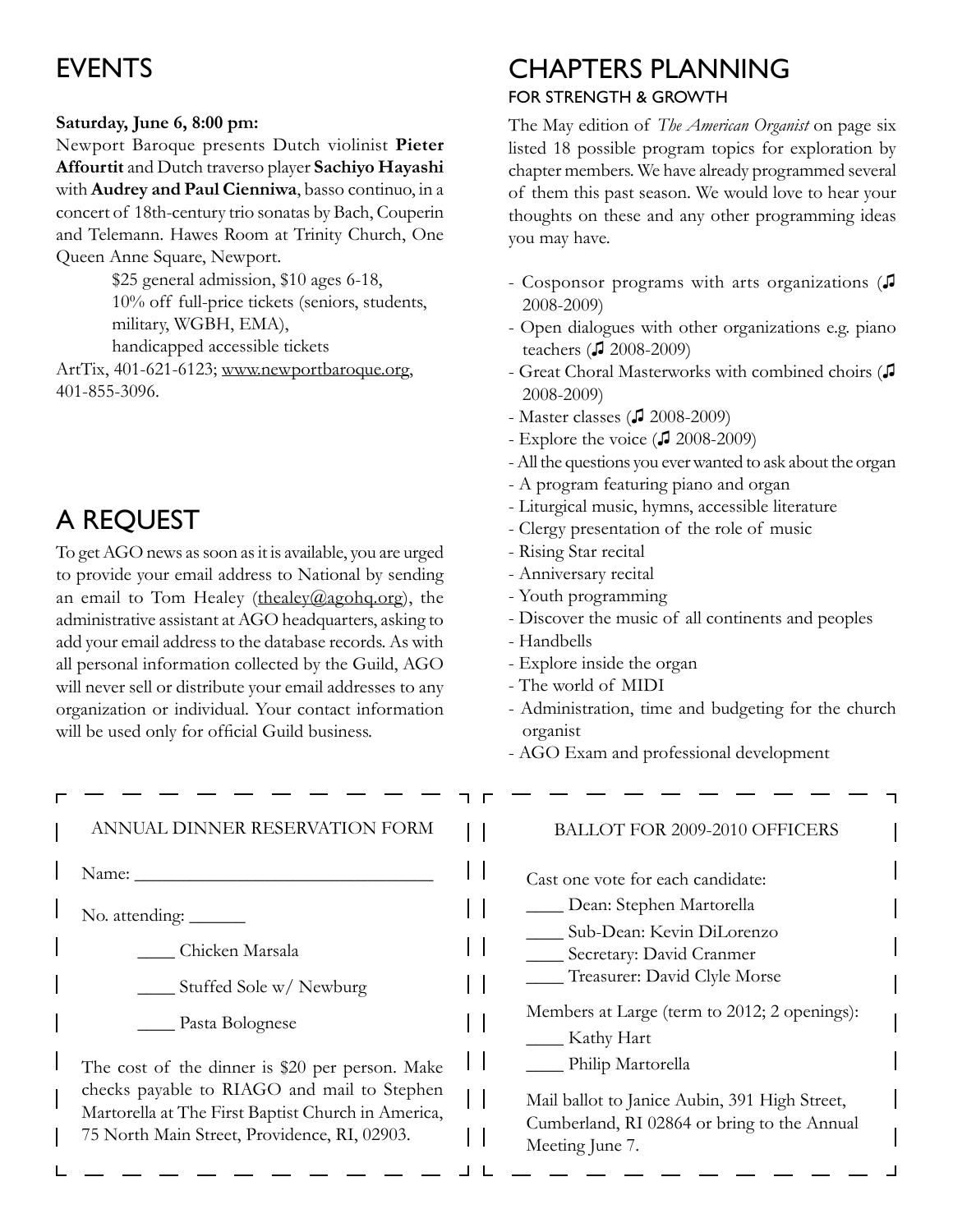# EVENTS

**Saturday, June 6, 8:00 pm:**

Newport Baroque presents Dutch violinist **Pieter Affourtit** and Dutch traverso player **Sachiyo Hayashi** with **Audrey and Paul Cienniwa**, basso continuo, in a concert of 18th-century trio sonatas by Bach, Couperin and Telemann. Hawes Room at Trinity Church, One Queen Anne Square, Newport.

$25 general admission, $10 ages 6-18,
10% off full-price tickets (seniors, students, military, WGBH, EMA),
handicapped accessible tickets

ArtTix, 401-621-6123; www.newportbaroque.org, 401-855-3096.

# A REQUEST

To get AGO news as soon as it is available, you are urged to provide your email address to National by sending an email to Tom Healey (thealey@agohq.org), the administrative assistant at AGO headquarters, asking to add your email address to the database records. As with all personal information collected by the Guild, AGO will never sell or distribute your email addresses to any organization or individual. Your contact information will be used only for official Guild business.

# CHAPTERS PLANNING

## FOR STRENGTH & GROWTH

The May edition of *The American Organist* on page six listed 18 possible program topics for exploration by chapter members. We have already programmed several of them this past season. We would love to hear your thoughts on these and any other programming ideas you may have.

- Cosponsor programs with arts organizations (♫ 2008-2009)
- Open dialogues with other organizations e.g. piano teachers (♫ 2008-2009)
- Great Choral Masterworks with combined choirs (♫ 2008-2009)
- Master classes (♫ 2008-2009)
- Explore the voice (♫ 2008-2009)
- All the questions you ever wanted to ask about the organ
- A program featuring piano and organ
- Liturgical music, hymns, accessible literature
- Clergy presentation of the role of music
- Rising Star recital
- Anniversary recital
- Youth programming
- Discover the music of all continents and peoples
- Handbells
- Explore inside the organ
- The world of MIDI
- Administration, time and budgeting for the church organist
- AGO Exam and professional development

---

ANNUAL DINNER RESERVATION FORM

Name: ________________________________

No. attending: ______

____ Chicken Marsala

____ Stuffed Sole w/ Newburg

____ Pasta Bolognese

The cost of the dinner is $20 per person. Make checks payable to RIAGO and mail to Stephen Martorella at The First Baptist Church in America, 75 North Main Street, Providence, RI, 02903.

---

BALLOT FOR 2009-2010 OFFICERS

Cast one vote for each candidate:

____ Dean: Stephen Martorella
____ Sub-Dean: Kevin DiLorenzo
____ Secretary: David Cranmer
____ Treasurer: David Clyle Morse

Members at Large (term to 2012; 2 openings):

____ Kathy Hart
____ Philip Martorella

Mail ballot to Janice Aubin, 391 High Street, Cumberland, RI 02864 or bring to the Annual Meeting June 7.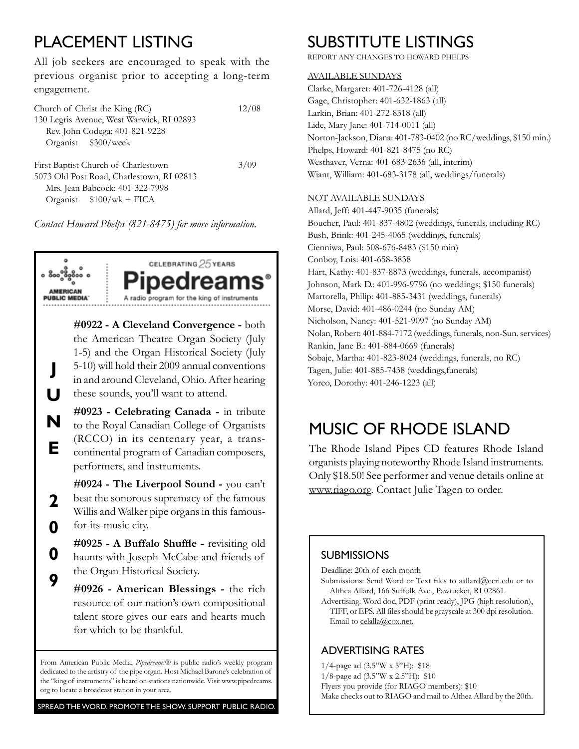## PLACEMENT LISTING

All job seekers are encouraged to speak with the previous organist prior to accepting a long-term engagement.

Church of Christ the King (RC) 12/08
130 Legris Avenue, West Warwick, RI 02893
Rev. John Codega: 401-821-9228
Organist $300/week

First Baptist Church of Charlestown 3/09
5073 Old Post Road, Charlestown, RI 02813
Mrs. Jean Babcock: 401-322-7998
Organist $100/wk + FICA

*Contact Howard Phelps (821-8475) for more information.*

AMERICAN PUBLIC MEDIA

CELEBRATING 25 YEARS

**Pipedreams®**

A radio program for the king of instruments

JUNE 2009

**#0922 - A Cleveland Convergence -** both the American Theatre Organ Society (July 1-5) and the Organ Historical Society (July 5-10) will hold their 2009 annual conventions in and around Cleveland, Ohio. After hearing these sounds, you'll want to attend.

**#0923 - Celebrating Canada -** in tribute to the Royal Canadian College of Organists (RCCO) in its centenary year, a trans-continental program of Canadian composers, performers, and instruments.

**#0924 - The Liverpool Sound -** you can't beat the sonorous supremacy of the famous Willis and Walker pipe organs in this famous-for-its-music city.

**#0925 - A Buffalo Shuffle -** revisiting old haunts with Joseph McCabe and friends of the Organ Historical Society.

**#0926 - American Blessings -** the rich resource of our nation's own compositional talent store gives our ears and hearts much for which to be thankful.

From American Public Media, *Pipedreams®* is public radio's weekly program dedicated to the artistry of the pipe organ. Host Michael Barone's celebration of the "king of instruments" is heard on stations nationwide. Visit www.pipedreams.org to locate a broadcast station in your area.

SPREAD THE WORD. PROMOTE THE SHOW. SUPPORT PUBLIC RADIO.

## SUBSTITUTE LISTINGS

REPORT ANY CHANGES TO HOWARD PHELPS

AVAILABLE SUNDAYS

Clarke, Margaret: 401-726-4128 (all)
Gage, Christopher: 401-632-1863 (all)
Larkin, Brian: 401-272-8318 (all)
Lide, Mary Jane: 401-714-0011 (all)
Norton-Jackson, Diana: 401-783-0402 (no RC/weddings, $150 min.)
Phelps, Howard: 401-821-8475 (no RC)
Westhaver, Verna: 401-683-2636 (all, interim)
Wiant, William: 401-683-3178 (all, weddings/funerals)

NOT AVAILABLE SUNDAYS

Allard, Jeff: 401-447-9035 (funerals)
Boucher, Paul: 401-837-4802 (weddings, funerals, including RC)
Bush, Brink: 401-245-4065 (weddings, funerals)
Cienniwa, Paul: 508-676-8483 ($150 min)
Conboy, Lois: 401-658-3838
Hart, Kathy: 401-837-8873 (weddings, funerals, accompanist)
Johnson, Mark D.: 401-996-9796 (no weddings; $150 funerals)
Martorella, Philip: 401-885-3431 (weddings, funerals)
Morse, David: 401-486-0244 (no Sunday AM)
Nicholson, Nancy: 401-521-9097 (no Sunday AM)
Nolan, Robert: 401-884-7172 (weddings, funerals, non-Sun. services)
Rankin, Jane B.: 401-884-0669 (funerals)
Sobaje, Martha: 401-823-8024 (weddings, funerals, no RC)
Tagen, Julie: 401-885-7438 (weddings,funerals)
Yoreo, Dorothy: 401-246-1223 (all)

## MUSIC OF RHODE ISLAND

The Rhode Island Pipes CD features Rhode Island organists playing noteworthy Rhode Island instruments. Only $18.50! See performer and venue details online at www.riago.org. Contact Julie Tagen to order.

### SUBMISSIONS

Deadline: 20th of each month
Submissions: Send Word or Text files to aallard@ccri.edu or to Althea Allard, 166 Suffolk Ave., Pawtucket, RI 02861.
Advertising: Word doc, PDF (print ready), JPG (high resolution), TIFF, or EPS. All files should be grayscale at 300 dpi resolution. Email to celalla@cox.net.

### ADVERTISING RATES

1/4-page ad (3.5"W x 5"H): $18
1/8-page ad (3.5"W x 2.5"H): $10
Flyers you provide (for RIAGO members): $10
Make checks out to RIAGO and mail to Althea Allard by the 20th.